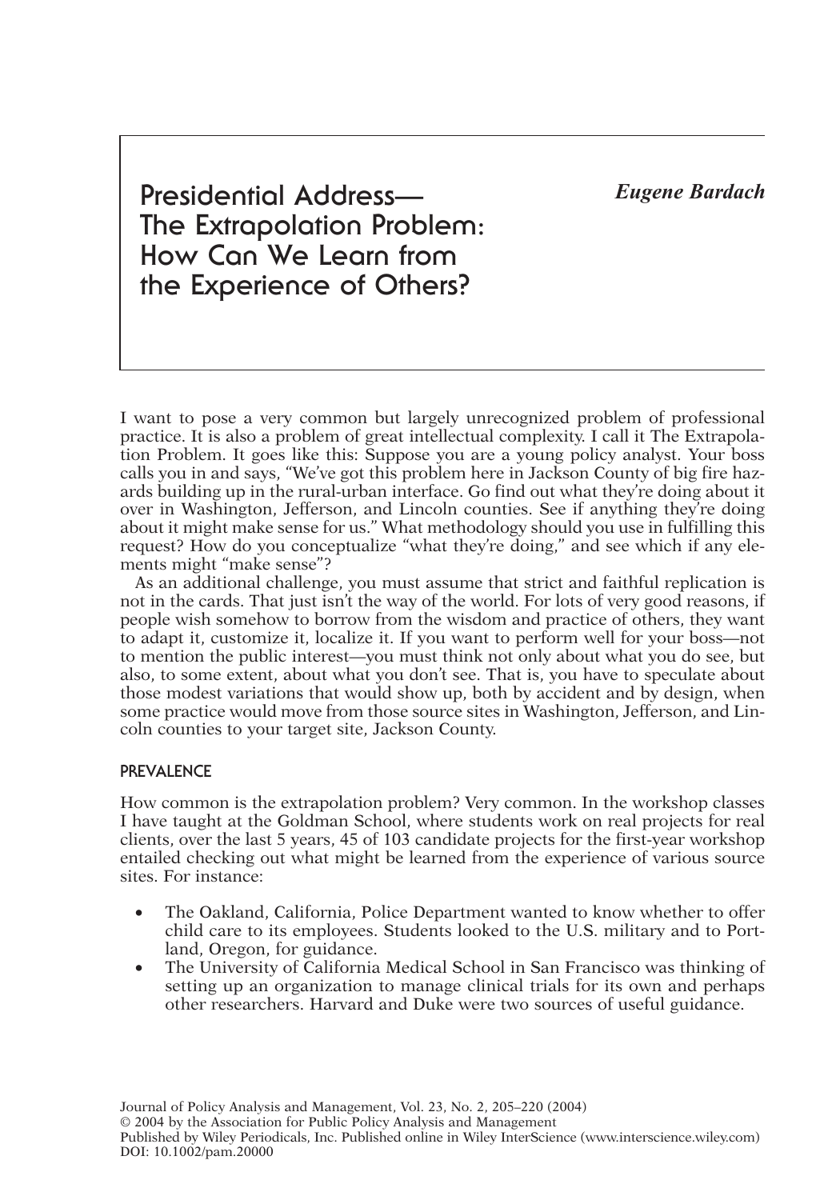# Presidential Address—The Extrapolation Problem: How Can We Learn from the Experience of Others?

***Eugene Bardach***

I want to pose a very common but largely unrecognized problem of professional practice. It is also a problem of great intellectual complexity. I call it The Extrapolation Problem. It goes like this: Suppose you are a young policy analyst. Your boss calls you in and says, "We've got this problem here in Jackson County of big fire hazards building up in the rural-urban interface. Go find out what they're doing about it over in Washington, Jefferson, and Lincoln counties. See if anything they're doing about it might make sense for us." What methodology should you use in fulfilling this request? How do you conceptualize "what they're doing," and see which if any elements might "make sense"?

As an additional challenge, you must assume that strict and faithful replication is not in the cards. That just isn't the way of the world. For lots of very good reasons, if people wish somehow to borrow from the wisdom and practice of others, they want to adapt it, customize it, localize it. If you want to perform well for your boss—not to mention the public interest—you must think not only about what you do see, but also, to some extent, about what you don't see. That is, you have to speculate about those modest variations that would show up, both by accident and by design, when some practice would move from those source sites in Washington, Jefferson, and Lincoln counties to your target site, Jackson County.

## PREVALENCE

How common is the extrapolation problem? Very common. In the workshop classes I have taught at the Goldman School, where students work on real projects for real clients, over the last 5 years, 45 of 103 candidate projects for the first-year workshop entailed checking out what might be learned from the experience of various source sites. For instance:

- The Oakland, California, Police Department wanted to know whether to offer child care to its employees. Students looked to the U.S. military and to Portland, Oregon, for guidance.
- The University of California Medical School in San Francisco was thinking of setting up an organization to manage clinical trials for its own and perhaps other researchers. Harvard and Duke were two sources of useful guidance.

Journal of Policy Analysis and Management, Vol. 23, No. 2, 205–220 (2004)
© 2004 by the Association for Public Policy Analysis and Management
Published by Wiley Periodicals, Inc. Published online in Wiley InterScience (www.interscience.wiley.com)
DOI: 10.1002/pam.20000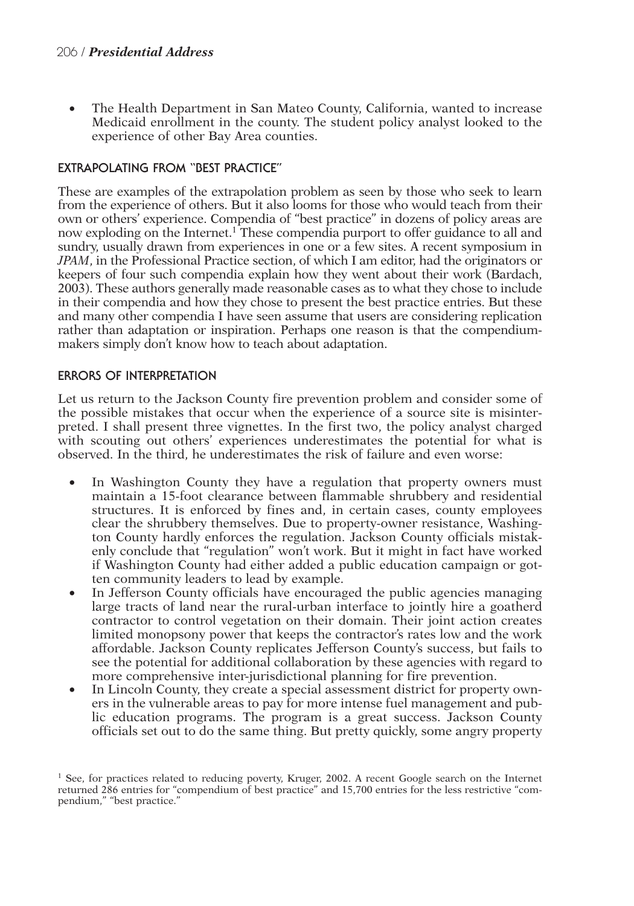- The Health Department in San Mateo County, California, wanted to increase Medicaid enrollment in the county. The student policy analyst looked to the experience of other Bay Area counties.

## EXTRAPOLATING FROM "BEST PRACTICE"

These are examples of the extrapolation problem as seen by those who seek to learn from the experience of others. But it also looms for those who would teach from their own or others' experience. Compendia of "best practice" in dozens of policy areas are now exploding on the Internet.[1] These compendia purport to offer guidance to all and sundry, usually drawn from experiences in one or a few sites. A recent symposium in *JPAM*, in the Professional Practice section, of which I am editor, had the originators or keepers of four such compendia explain how they went about their work (Bardach, 2003). These authors generally made reasonable cases as to what they chose to include in their compendia and how they chose to present the best practice entries. But these and many other compendia I have seen assume that users are considering replication rather than adaptation or inspiration. Perhaps one reason is that the compendium-makers simply don't know how to teach about adaptation.

## ERRORS OF INTERPRETATION

Let us return to the Jackson County fire prevention problem and consider some of the possible mistakes that occur when the experience of a source site is misinterpreted. I shall present three vignettes. In the first two, the policy analyst charged with scouting out others' experiences underestimates the potential for what is observed. In the third, he underestimates the risk of failure and even worse:

- In Washington County they have a regulation that property owners must maintain a 15-foot clearance between flammable shrubbery and residential structures. It is enforced by fines and, in certain cases, county employees clear the shrubbery themselves. Due to property-owner resistance, Washington County hardly enforces the regulation. Jackson County officials mistakenly conclude that "regulation" won't work. But it might in fact have worked if Washington County had either added a public education campaign or gotten community leaders to lead by example.
- In Jefferson County officials have encouraged the public agencies managing large tracts of land near the rural-urban interface to jointly hire a goatherd contractor to control vegetation on their domain. Their joint action creates limited monopsony power that keeps the contractor's rates low and the work affordable. Jackson County replicates Jefferson County's success, but fails to see the potential for additional collaboration by these agencies with regard to more comprehensive inter-jurisdictional planning for fire prevention.
- In Lincoln County, they create a special assessment district for property owners in the vulnerable areas to pay for more intense fuel management and public education programs. The program is a great success. Jackson County officials set out to do the same thing. But pretty quickly, some angry property

[1] See, for practices related to reducing poverty, Kruger, 2002. A recent Google search on the Internet returned 286 entries for "compendium of best practice" and 15,700 entries for the less restrictive "compendium," "best practice."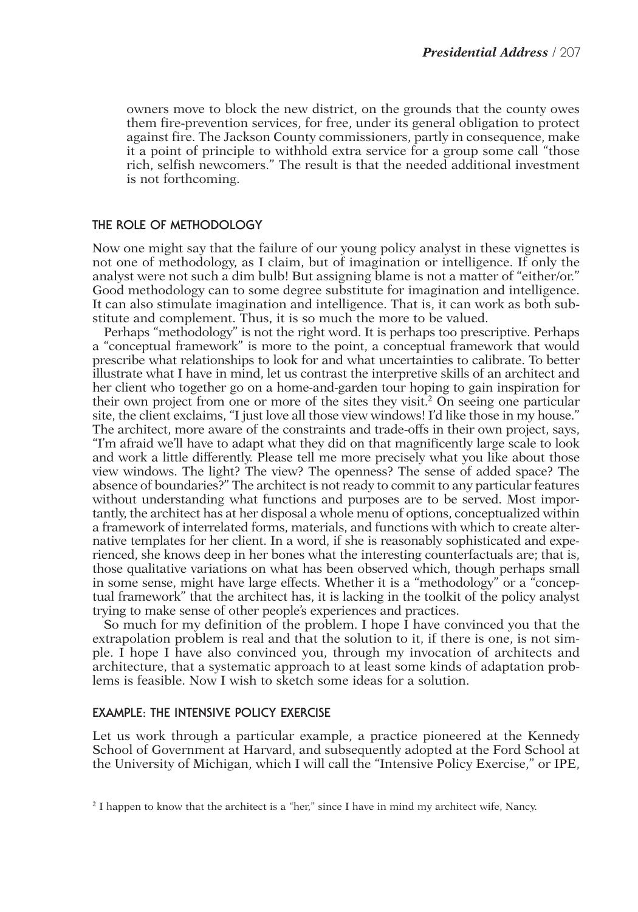owners move to block the new district, on the grounds that the county owes them fire-prevention services, for free, under its general obligation to protect against fire. The Jackson County commissioners, partly in consequence, make it a point of principle to withhold extra service for a group some call "those rich, selfish newcomers." The result is that the needed additional investment is not forthcoming.

## THE ROLE OF METHODOLOGY

Now one might say that the failure of our young policy analyst in these vignettes is not one of methodology, as I claim, but of imagination or intelligence. If only the analyst were not such a dim bulb! But assigning blame is not a matter of "either/or." Good methodology can to some degree substitute for imagination and intelligence. It can also stimulate imagination and intelligence. That is, it can work as both substitute and complement. Thus, it is so much the more to be valued.

Perhaps "methodology" is not the right word. It is perhaps too prescriptive. Perhaps a "conceptual framework" is more to the point, a conceptual framework that would prescribe what relationships to look for and what uncertainties to calibrate. To better illustrate what I have in mind, let us contrast the interpretive skills of an architect and her client who together go on a home-and-garden tour hoping to gain inspiration for their own project from one or more of the sites they visit.[2] On seeing one particular site, the client exclaims, "I just love all those view windows! I'd like those in my house." The architect, more aware of the constraints and trade-offs in their own project, says, "I'm afraid we'll have to adapt what they did on that magnificently large scale to look and work a little differently. Please tell me more precisely what you like about those view windows. The light? The view? The openness? The sense of added space? The absence of boundaries?" The architect is not ready to commit to any particular features without understanding what functions and purposes are to be served. Most importantly, the architect has at her disposal a whole menu of options, conceptualized within a framework of interrelated forms, materials, and functions with which to create alternative templates for her client. In a word, if she is reasonably sophisticated and experienced, she knows deep in her bones what the interesting counterfactuals are; that is, those qualitative variations on what has been observed which, though perhaps small in some sense, might have large effects. Whether it is a "methodology" or a "conceptual framework" that the architect has, it is lacking in the toolkit of the policy analyst trying to make sense of other people's experiences and practices.

So much for my definition of the problem. I hope I have convinced you that the extrapolation problem is real and that the solution to it, if there is one, is not simple. I hope I have also convinced you, through my invocation of architects and architecture, that a systematic approach to at least some kinds of adaptation problems is feasible. Now I wish to sketch some ideas for a solution.

## EXAMPLE: THE INTENSIVE POLICY EXERCISE

Let us work through a particular example, a practice pioneered at the Kennedy School of Government at Harvard, and subsequently adopted at the Ford School at the University of Michigan, which I will call the "Intensive Policy Exercise," or IPE,

[2] I happen to know that the architect is a "her," since I have in mind my architect wife, Nancy.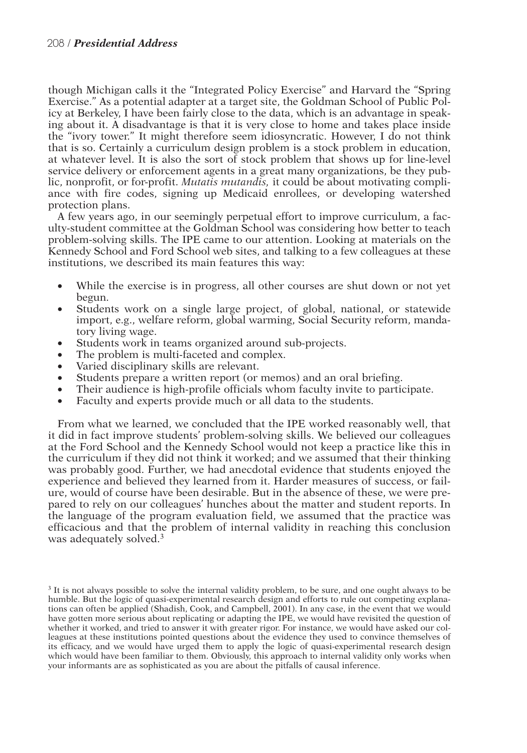though Michigan calls it the "Integrated Policy Exercise" and Harvard the "Spring Exercise." As a potential adapter at a target site, the Goldman School of Public Policy at Berkeley, I have been fairly close to the data, which is an advantage in speaking about it. A disadvantage is that it is very close to home and takes place inside the "ivory tower." It might therefore seem idiosyncratic. However, I do not think that is so. Certainly a curriculum design problem is a stock problem in education, at whatever level. It is also the sort of stock problem that shows up for line-level service delivery or enforcement agents in a great many organizations, be they public, nonprofit, or for-profit. *Mutatis mutandis,* it could be about motivating compliance with fire codes, signing up Medicaid enrollees, or developing watershed protection plans.

A few years ago, in our seemingly perpetual effort to improve curriculum, a faculty-student committee at the Goldman School was considering how better to teach problem-solving skills. The IPE came to our attention. Looking at materials on the Kennedy School and Ford School web sites, and talking to a few colleagues at these institutions, we described its main features this way:

- While the exercise is in progress, all other courses are shut down or not yet begun.
- Students work on a single large project, of global, national, or statewide import, e.g., welfare reform, global warming, Social Security reform, mandatory living wage.
- Students work in teams organized around sub-projects.
- The problem is multi-faceted and complex.
- Varied disciplinary skills are relevant.
- Students prepare a written report (or memos) and an oral briefing.
- Their audience is high-profile officials whom faculty invite to participate.
- Faculty and experts provide much or all data to the students.

From what we learned, we concluded that the IPE worked reasonably well, that it did in fact improve students' problem-solving skills. We believed our colleagues at the Ford School and the Kennedy School would not keep a practice like this in the curriculum if they did not think it worked; and we assumed that their thinking was probably good. Further, we had anecdotal evidence that students enjoyed the experience and believed they learned from it. Harder measures of success, or failure, would of course have been desirable. But in the absence of these, we were prepared to rely on our colleagues' hunches about the matter and student reports. In the language of the program evaluation field, we assumed that the practice was efficacious and that the problem of internal validity in reaching this conclusion was adequately solved.[3]

[3] It is not always possible to solve the internal validity problem, to be sure, and one ought always to be humble. But the logic of quasi-experimental research design and efforts to rule out competing explanations can often be applied (Shadish, Cook, and Campbell, 2001). In any case, in the event that we would have gotten more serious about replicating or adapting the IPE, we would have revisited the question of whether it worked, and tried to answer it with greater rigor. For instance, we would have asked our colleagues at these institutions pointed questions about the evidence they used to convince themselves of its efficacy, and we would have urged them to apply the logic of quasi-experimental research design which would have been familiar to them. Obviously, this approach to internal validity only works when your informants are as sophisticated as you are about the pitfalls of causal inference.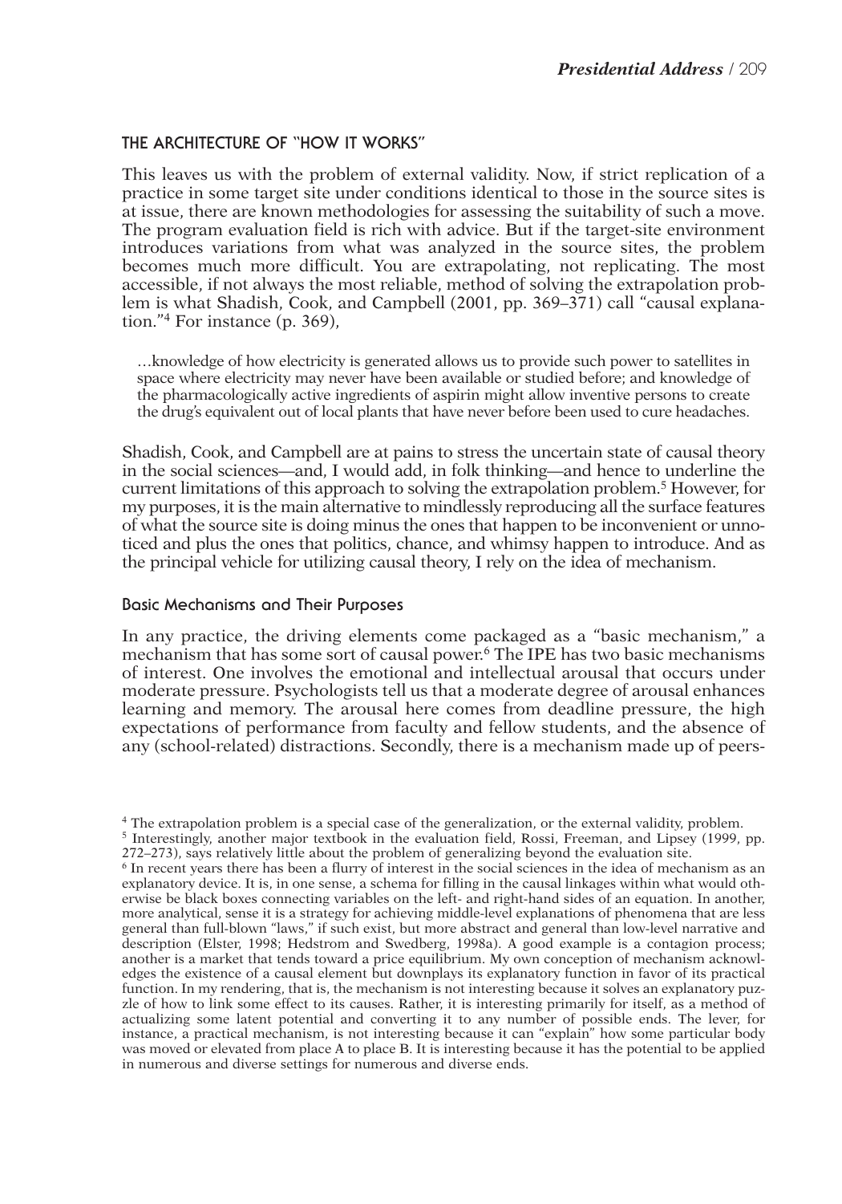## THE ARCHITECTURE OF "HOW IT WORKS"

This leaves us with the problem of external validity. Now, if strict replication of a practice in some target site under conditions identical to those in the source sites is at issue, there are known methodologies for assessing the suitability of such a move. The program evaluation field is rich with advice. But if the target-site environment introduces variations from what was analyzed in the source sites, the problem becomes much more difficult. You are extrapolating, not replicating. The most accessible, if not always the most reliable, method of solving the extrapolation problem is what Shadish, Cook, and Campbell (2001, pp. 369–371) call "causal explanation."[4] For instance (p. 369),

> …knowledge of how electricity is generated allows us to provide such power to satellites in space where electricity may never have been available or studied before; and knowledge of the pharmacologically active ingredients of aspirin might allow inventive persons to create the drug's equivalent out of local plants that have never before been used to cure headaches.

Shadish, Cook, and Campbell are at pains to stress the uncertain state of causal theory in the social sciences—and, I would add, in folk thinking—and hence to underline the current limitations of this approach to solving the extrapolation problem.[5] However, for my purposes, it is the main alternative to mindlessly reproducing all the surface features of what the source site is doing minus the ones that happen to be inconvenient or unnoticed and plus the ones that politics, chance, and whimsy happen to introduce. And as the principal vehicle for utilizing causal theory, I rely on the idea of mechanism.

### Basic Mechanisms and Their Purposes

In any practice, the driving elements come packaged as a "basic mechanism," a mechanism that has some sort of causal power.[6] The IPE has two basic mechanisms of interest. One involves the emotional and intellectual arousal that occurs under moderate pressure. Psychologists tell us that a moderate degree of arousal enhances learning and memory. The arousal here comes from deadline pressure, the high expectations of performance from faculty and fellow students, and the absence of any (school-related) distractions. Secondly, there is a mechanism made up of peers-

---

[4] The extrapolation problem is a special case of the generalization, or the external validity, problem.

[5] Interestingly, another major textbook in the evaluation field, Rossi, Freeman, and Lipsey (1999, pp. 272–273), says relatively little about the problem of generalizing beyond the evaluation site.

[6] In recent years there has been a flurry of interest in the social sciences in the idea of mechanism as an explanatory device. It is, in one sense, a schema for filling in the causal linkages within what would otherwise be black boxes connecting variables on the left- and right-hand sides of an equation. In another, more analytical, sense it is a strategy for achieving middle-level explanations of phenomena that are less general than full-blown "laws," if such exist, but more abstract and general than low-level narrative and description (Elster, 1998; Hedstrom and Swedberg, 1998a). A good example is a contagion process; another is a market that tends toward a price equilibrium. My own conception of mechanism acknowledges the existence of a causal element but downplays its explanatory function in favor of its practical function. In my rendering, that is, the mechanism is not interesting because it solves an explanatory puzzle of how to link some effect to its causes. Rather, it is interesting primarily for itself, as a method of actualizing some latent potential and converting it to any number of possible ends. The lever, for instance, a practical mechanism, is not interesting because it can "explain" how some particular body was moved or elevated from place A to place B. It is interesting because it has the potential to be applied in numerous and diverse settings for numerous and diverse ends.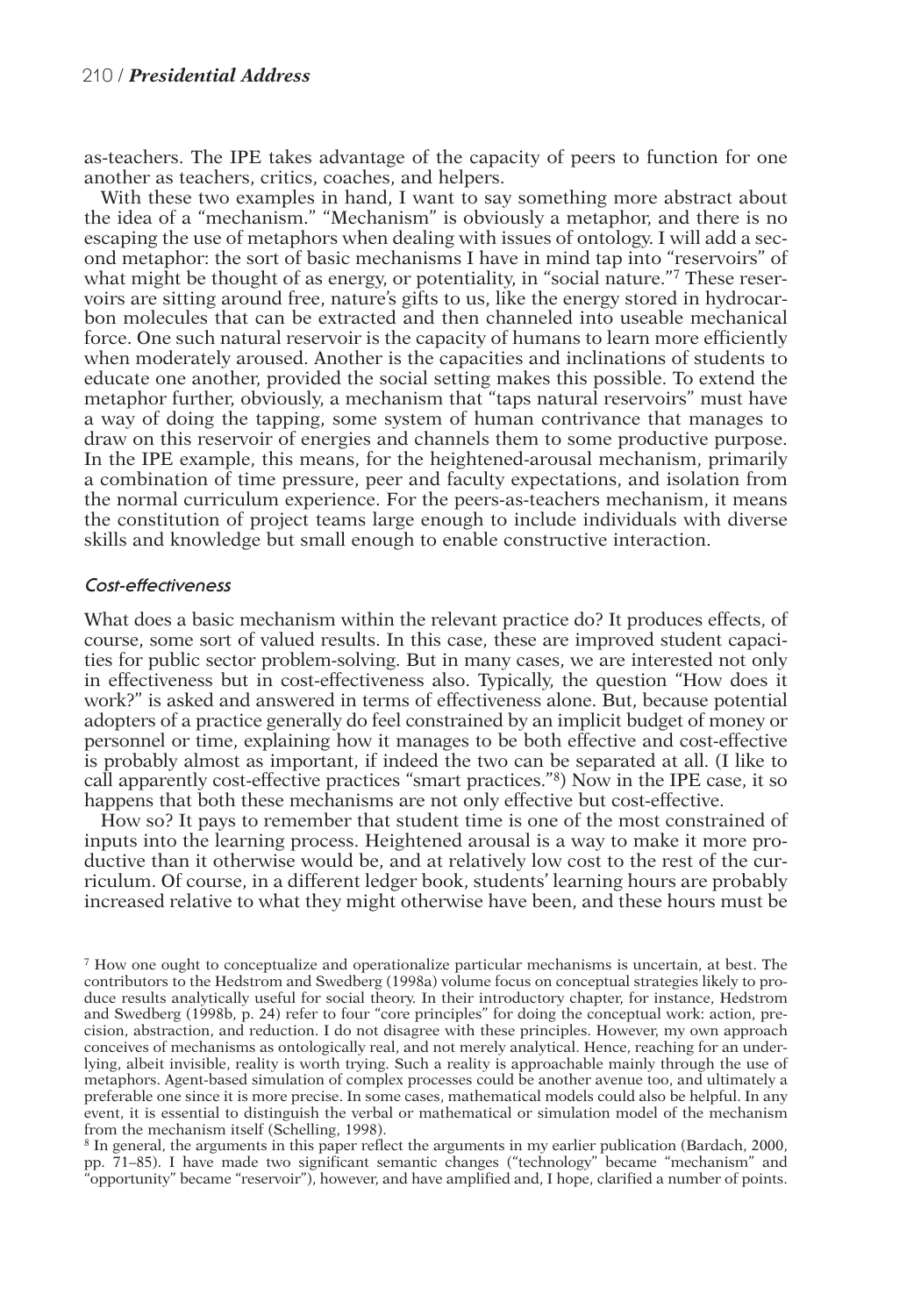as-teachers. The IPE takes advantage of the capacity of peers to function for one another as teachers, critics, coaches, and helpers.

With these two examples in hand, I want to say something more abstract about the idea of a "mechanism." "Mechanism" is obviously a metaphor, and there is no escaping the use of metaphors when dealing with issues of ontology. I will add a second metaphor: the sort of basic mechanisms I have in mind tap into "reservoirs" of what might be thought of as energy, or potentiality, in "social nature."[7] These reservoirs are sitting around free, nature's gifts to us, like the energy stored in hydrocarbon molecules that can be extracted and then channeled into useable mechanical force. One such natural reservoir is the capacity of humans to learn more efficiently when moderately aroused. Another is the capacities and inclinations of students to educate one another, provided the social setting makes this possible. To extend the metaphor further, obviously, a mechanism that "taps natural reservoirs" must have a way of doing the tapping, some system of human contrivance that manages to draw on this reservoir of energies and channels them to some productive purpose. In the IPE example, this means, for the heightened-arousal mechanism, primarily a combination of time pressure, peer and faculty expectations, and isolation from the normal curriculum experience. For the peers-as-teachers mechanism, it means the constitution of project teams large enough to include individuals with diverse skills and knowledge but small enough to enable constructive interaction.

### *Cost-effectiveness*

What does a basic mechanism within the relevant practice do? It produces effects, of course, some sort of valued results. In this case, these are improved student capacities for public sector problem-solving. But in many cases, we are interested not only in effectiveness but in cost-effectiveness also. Typically, the question "How does it work?" is asked and answered in terms of effectiveness alone. But, because potential adopters of a practice generally do feel constrained by an implicit budget of money or personnel or time, explaining how it manages to be both effective and cost-effective is probably almost as important, if indeed the two can be separated at all. (I like to call apparently cost-effective practices "smart practices."[8]) Now in the IPE case, it so happens that both these mechanisms are not only effective but cost-effective.

How so? It pays to remember that student time is one of the most constrained of inputs into the learning process. Heightened arousal is a way to make it more productive than it otherwise would be, and at relatively low cost to the rest of the curriculum. Of course, in a different ledger book, students' learning hours are probably increased relative to what they might otherwise have been, and these hours must be

[7] How one ought to conceptualize and operationalize particular mechanisms is uncertain, at best. The contributors to the Hedstrom and Swedberg (1998a) volume focus on conceptual strategies likely to produce results analytically useful for social theory. In their introductory chapter, for instance, Hedstrom and Swedberg (1998b, p. 24) refer to four "core principles" for doing the conceptual work: action, precision, abstraction, and reduction. I do not disagree with these principles. However, my own approach conceives of mechanisms as ontologically real, and not merely analytical. Hence, reaching for an underlying, albeit invisible, reality is worth trying. Such a reality is approachable mainly through the use of metaphors. Agent-based simulation of complex processes could be another avenue too, and ultimately a preferable one since it is more precise. In some cases, mathematical models could also be helpful. In any event, it is essential to distinguish the verbal or mathematical or simulation model of the mechanism from the mechanism itself (Schelling, 1998).

[8] In general, the arguments in this paper reflect the arguments in my earlier publication (Bardach, 2000, pp. 71–85). I have made two significant semantic changes ("technology" became "mechanism" and "opportunity" became "reservoir"), however, and have amplified and, I hope, clarified a number of points.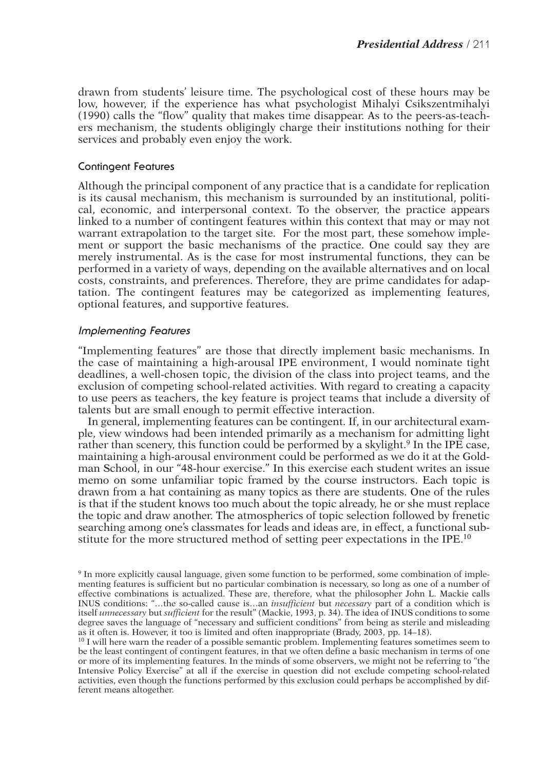drawn from students' leisure time. The psychological cost of these hours may be low, however, if the experience has what psychologist Mihalyi Csikszentmihalyi (1990) calls the "flow" quality that makes time disappear. As to the peers-as-teachers mechanism, the students obligingly charge their institutions nothing for their services and probably even enjoy the work.

### Contingent Features

Although the principal component of any practice that is a candidate for replication is its causal mechanism, this mechanism is surrounded by an institutional, political, economic, and interpersonal context. To the observer, the practice appears linked to a number of contingent features within this context that may or may not warrant extrapolation to the target site. For the most part, these somehow implement or support the basic mechanisms of the practice. One could say they are merely instrumental. As is the case for most instrumental functions, they can be performed in a variety of ways, depending on the available alternatives and on local costs, constraints, and preferences. Therefore, they are prime candidates for adaptation. The contingent features may be categorized as implementing features, optional features, and supportive features.

#### *Implementing Features*

"Implementing features" are those that directly implement basic mechanisms. In the case of maintaining a high-arousal IPE environment, I would nominate tight deadlines, a well-chosen topic, the division of the class into project teams, and the exclusion of competing school-related activities. With regard to creating a capacity to use peers as teachers, the key feature is project teams that include a diversity of talents but are small enough to permit effective interaction.

In general, implementing features can be contingent. If, in our architectural example, view windows had been intended primarily as a mechanism for admitting light rather than scenery, this function could be performed by a skylight.[9] In the IPE case, maintaining a high-arousal environment could be performed as we do it at the Goldman School, in our "48-hour exercise." In this exercise each student writes an issue memo on some unfamiliar topic framed by the course instructors. Each topic is drawn from a hat containing as many topics as there are students. One of the rules is that if the student knows too much about the topic already, he or she must replace the topic and draw another. The atmospherics of topic selection followed by frenetic searching among one's classmates for leads and ideas are, in effect, a functional substitute for the more structured method of setting peer expectations in the IPE.[10]

[9] In more explicitly causal language, given some function to be performed, some combination of implementing features is sufficient but no particular combination is necessary, so long as one of a number of effective combinations is actualized. These are, therefore, what the philosopher John L. Mackie calls INUS conditions: "…the so-called cause is…an *insufficient* but *necessary* part of a condition which is itself *unnecessary* but *sufficient* for the result" (Mackie, 1993, p. 34). The idea of INUS conditions to some degree saves the language of "necessary and sufficient conditions" from being as sterile and misleading as it often is. However, it too is limited and often inappropriate (Brady, 2003, pp. 14–18).

[10] I will here warn the reader of a possible semantic problem. Implementing features sometimes seem to be the least contingent of contingent features, in that we often define a basic mechanism in terms of one or more of its implementing features. In the minds of some observers, we might not be referring to "the Intensive Policy Exercise" at all if the exercise in question did not exclude competing school-related activities, even though the functions performed by this exclusion could perhaps be accomplished by different means altogether.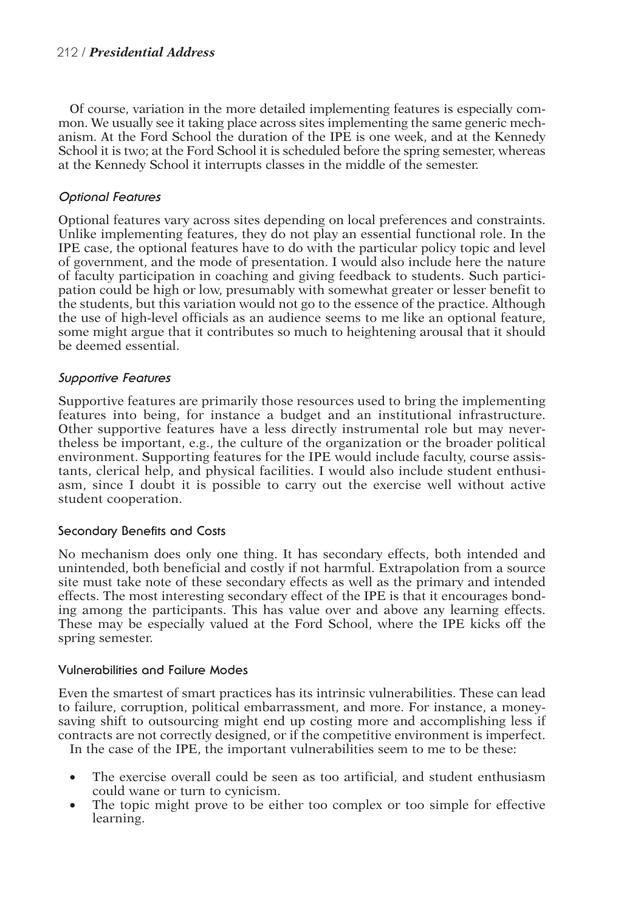Of course, variation in the more detailed implementing features is especially common. We usually see it taking place across sites implementing the same generic mechanism. At the Ford School the duration of the IPE is one week, and at the Kennedy School it is two; at the Ford School it is scheduled before the spring semester, whereas at the Kennedy School it interrupts classes in the middle of the semester.

### *Optional Features*

Optional features vary across sites depending on local preferences and constraints. Unlike implementing features, they do not play an essential functional role. In the IPE case, the optional features have to do with the particular policy topic and level of government, and the mode of presentation. I would also include here the nature of faculty participation in coaching and giving feedback to students. Such participation could be high or low, presumably with somewhat greater or lesser benefit to the students, but this variation would not go to the essence of the practice. Although the use of high-level officials as an audience seems to me like an optional feature, some might argue that it contributes so much to heightening arousal that it should be deemed essential.

### *Supportive Features*

Supportive features are primarily those resources used to bring the implementing features into being, for instance a budget and an institutional infrastructure. Other supportive features have a less directly instrumental role but may nevertheless be important, e.g., the culture of the organization or the broader political environment. Supporting features for the IPE would include faculty, course assistants, clerical help, and physical facilities. I would also include student enthusiasm, since I doubt it is possible to carry out the exercise well without active student cooperation.

## Secondary Benefits and Costs

No mechanism does only one thing. It has secondary effects, both intended and unintended, both beneficial and costly if not harmful. Extrapolation from a source site must take note of these secondary effects as well as the primary and intended effects. The most interesting secondary effect of the IPE is that it encourages bonding among the participants. This has value over and above any learning effects. These may be especially valued at the Ford School, where the IPE kicks off the spring semester.

## Vulnerabilities and Failure Modes

Even the smartest of smart practices has its intrinsic vulnerabilities. These can lead to failure, corruption, political embarrassment, and more. For instance, a money-saving shift to outsourcing might end up costing more and accomplishing less if contracts are not correctly designed, or if the competitive environment is imperfect.

In the case of the IPE, the important vulnerabilities seem to me to be these:

- The exercise overall could be seen as too artificial, and student enthusiasm could wane or turn to cynicism.
- The topic might prove to be either too complex or too simple for effective learning.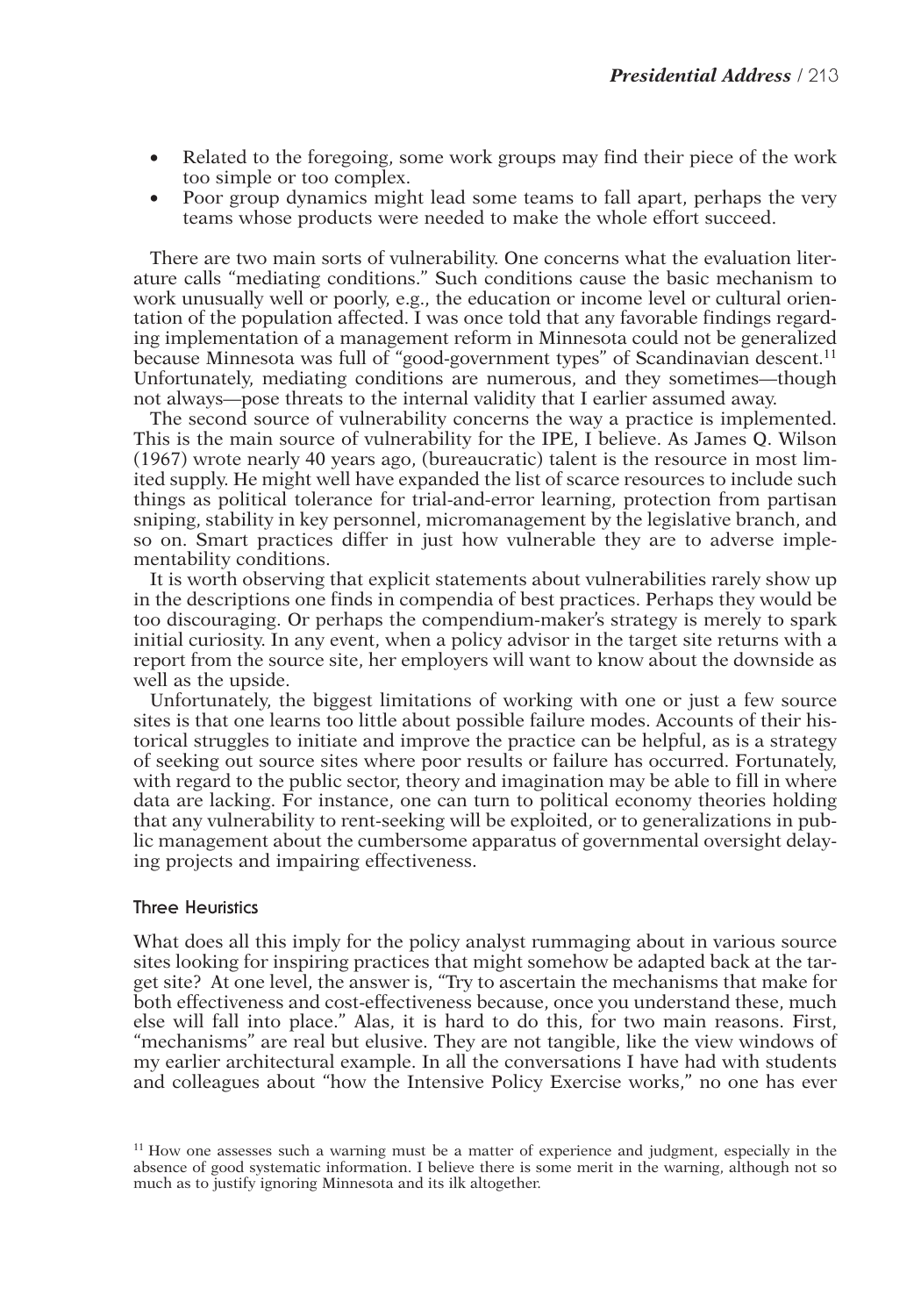- Related to the foregoing, some work groups may find their piece of the work too simple or too complex.
- Poor group dynamics might lead some teams to fall apart, perhaps the very teams whose products were needed to make the whole effort succeed.

There are two main sorts of vulnerability. One concerns what the evaluation literature calls "mediating conditions." Such conditions cause the basic mechanism to work unusually well or poorly, e.g., the education or income level or cultural orientation of the population affected. I was once told that any favorable findings regarding implementation of a management reform in Minnesota could not be generalized because Minnesota was full of "good-government types" of Scandinavian descent.[11] Unfortunately, mediating conditions are numerous, and they sometimes—though not always—pose threats to the internal validity that I earlier assumed away.

The second source of vulnerability concerns the way a practice is implemented. This is the main source of vulnerability for the IPE, I believe. As James Q. Wilson (1967) wrote nearly 40 years ago, (bureaucratic) talent is the resource in most limited supply. He might well have expanded the list of scarce resources to include such things as political tolerance for trial-and-error learning, protection from partisan sniping, stability in key personnel, micromanagement by the legislative branch, and so on. Smart practices differ in just how vulnerable they are to adverse implementability conditions.

It is worth observing that explicit statements about vulnerabilities rarely show up in the descriptions one finds in compendia of best practices. Perhaps they would be too discouraging. Or perhaps the compendium-maker's strategy is merely to spark initial curiosity. In any event, when a policy advisor in the target site returns with a report from the source site, her employers will want to know about the downside as well as the upside.

Unfortunately, the biggest limitations of working with one or just a few source sites is that one learns too little about possible failure modes. Accounts of their historical struggles to initiate and improve the practice can be helpful, as is a strategy of seeking out source sites where poor results or failure has occurred. Fortunately, with regard to the public sector, theory and imagination may be able to fill in where data are lacking. For instance, one can turn to political economy theories holding that any vulnerability to rent-seeking will be exploited, or to generalizations in public management about the cumbersome apparatus of governmental oversight delaying projects and impairing effectiveness.

## Three Heuristics

What does all this imply for the policy analyst rummaging about in various source sites looking for inspiring practices that might somehow be adapted back at the target site? At one level, the answer is, "Try to ascertain the mechanisms that make for both effectiveness and cost-effectiveness because, once you understand these, much else will fall into place." Alas, it is hard to do this, for two main reasons. First, "mechanisms" are real but elusive. They are not tangible, like the view windows of my earlier architectural example. In all the conversations I have had with students and colleagues about "how the Intensive Policy Exercise works," no one has ever

[11] How one assesses such a warning must be a matter of experience and judgment, especially in the absence of good systematic information. I believe there is some merit in the warning, although not so much as to justify ignoring Minnesota and its ilk altogether.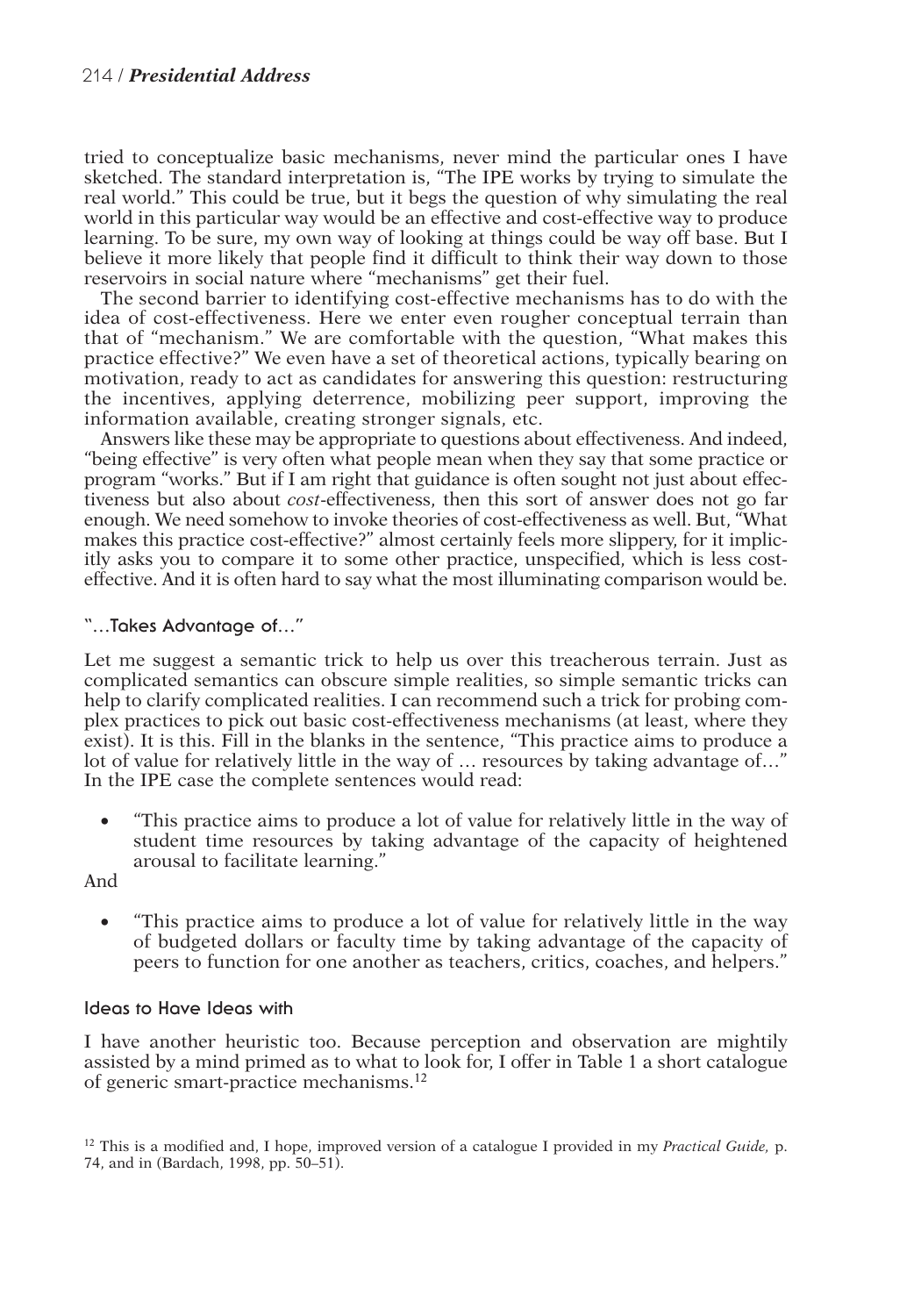tried to conceptualize basic mechanisms, never mind the particular ones I have sketched. The standard interpretation is, "The IPE works by trying to simulate the real world." This could be true, but it begs the question of why simulating the real world in this particular way would be an effective and cost-effective way to produce learning. To be sure, my own way of looking at things could be way off base. But I believe it more likely that people find it difficult to think their way down to those reservoirs in social nature where "mechanisms" get their fuel.

The second barrier to identifying cost-effective mechanisms has to do with the idea of cost-effectiveness. Here we enter even rougher conceptual terrain than that of "mechanism." We are comfortable with the question, "What makes this practice effective?" We even have a set of theoretical actions, typically bearing on motivation, ready to act as candidates for answering this question: restructuring the incentives, applying deterrence, mobilizing peer support, improving the information available, creating stronger signals, etc.

Answers like these may be appropriate to questions about effectiveness. And indeed, "being effective" is very often what people mean when they say that some practice or program "works." But if I am right that guidance is often sought not just about effectiveness but also about *cost*-effectiveness, then this sort of answer does not go far enough. We need somehow to invoke theories of cost-effectiveness as well. But, "What makes this practice cost-effective?" almost certainly feels more slippery, for it implicitly asks you to compare it to some other practice, unspecified, which is less cost-effective. And it is often hard to say what the most illuminating comparison would be.

### "…Takes Advantage of…"

Let me suggest a semantic trick to help us over this treacherous terrain. Just as complicated semantics can obscure simple realities, so simple semantic tricks can help to clarify complicated realities. I can recommend such a trick for probing complex practices to pick out basic cost-effectiveness mechanisms (at least, where they exist). It is this. Fill in the blanks in the sentence, "This practice aims to produce a lot of value for relatively little in the way of … resources by taking advantage of…" In the IPE case the complete sentences would read:

- "This practice aims to produce a lot of value for relatively little in the way of student time resources by taking advantage of the capacity of heightened arousal to facilitate learning."

And

- "This practice aims to produce a lot of value for relatively little in the way of budgeted dollars or faculty time by taking advantage of the capacity of peers to function for one another as teachers, critics, coaches, and helpers."

### Ideas to Have Ideas with

I have another heuristic too. Because perception and observation are mightily assisted by a mind primed as to what to look for, I offer in Table 1 a short catalogue of generic smart-practice mechanisms.[12]

[12] This is a modified and, I hope, improved version of a catalogue I provided in my *Practical Guide,* p. 74, and in (Bardach, 1998, pp. 50–51).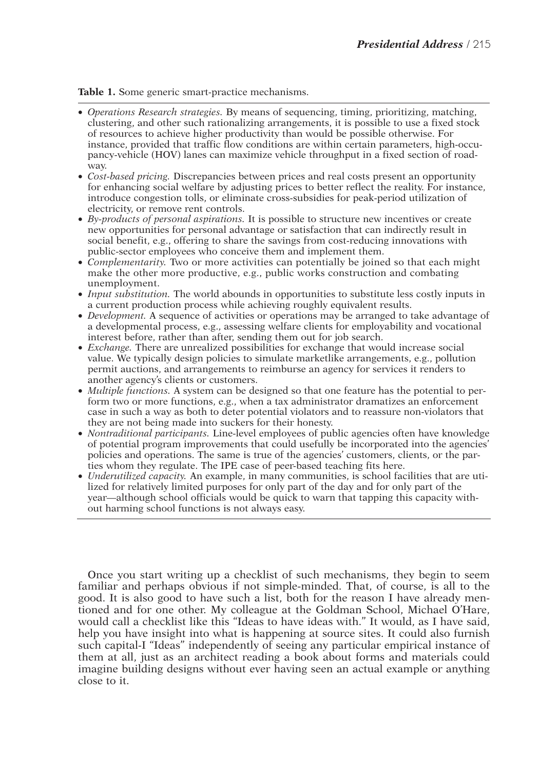**Table 1.** Some generic smart-practice mechanisms.

- *Operations Research strategies.* By means of sequencing, timing, prioritizing, matching, clustering, and other such rationalizing arrangements, it is possible to use a fixed stock of resources to achieve higher productivity than would be possible otherwise. For instance, provided that traffic flow conditions are within certain parameters, high-occupancy-vehicle (HOV) lanes can maximize vehicle throughput in a fixed section of roadway.
- *Cost-based pricing.* Discrepancies between prices and real costs present an opportunity for enhancing social welfare by adjusting prices to better reflect the reality. For instance, introduce congestion tolls, or eliminate cross-subsidies for peak-period utilization of electricity, or remove rent controls.
- *By-products of personal aspirations.* It is possible to structure new incentives or create new opportunities for personal advantage or satisfaction that can indirectly result in social benefit, e.g., offering to share the savings from cost-reducing innovations with public-sector employees who conceive them and implement them.
- *Complementarity.* Two or more activities can potentially be joined so that each might make the other more productive, e.g., public works construction and combating unemployment.
- *Input substitution.* The world abounds in opportunities to substitute less costly inputs in a current production process while achieving roughly equivalent results.
- *Development.* A sequence of activities or operations may be arranged to take advantage of a developmental process, e.g., assessing welfare clients for employability and vocational interest before, rather than after, sending them out for job search.
- *Exchange.* There are unrealized possibilities for exchange that would increase social value. We typically design policies to simulate marketlike arrangements, e.g., pollution permit auctions, and arrangements to reimburse an agency for services it renders to another agency's clients or customers.
- *Multiple functions.* A system can be designed so that one feature has the potential to perform two or more functions, e.g., when a tax administrator dramatizes an enforcement case in such a way as both to deter potential violators and to reassure non-violators that they are not being made into suckers for their honesty.
- *Nontraditional participants.* Line-level employees of public agencies often have knowledge of potential program improvements that could usefully be incorporated into the agencies' policies and operations. The same is true of the agencies' customers, clients, or the parties whom they regulate. The IPE case of peer-based teaching fits here.
- *Underutilized capacity.* An example, in many communities, is school facilities that are utilized for relatively limited purposes for only part of the day and for only part of the year—although school officials would be quick to warn that tapping this capacity without harming school functions is not always easy.

Once you start writing up a checklist of such mechanisms, they begin to seem familiar and perhaps obvious if not simple-minded. That, of course, is all to the good. It is also good to have such a list, both for the reason I have already mentioned and for one other. My colleague at the Goldman School, Michael O'Hare, would call a checklist like this "Ideas to have ideas with." It would, as I have said, help you have insight into what is happening at source sites. It could also furnish such capital-I "Ideas" independently of seeing any particular empirical instance of them at all, just as an architect reading a book about forms and materials could imagine building designs without ever having seen an actual example or anything close to it.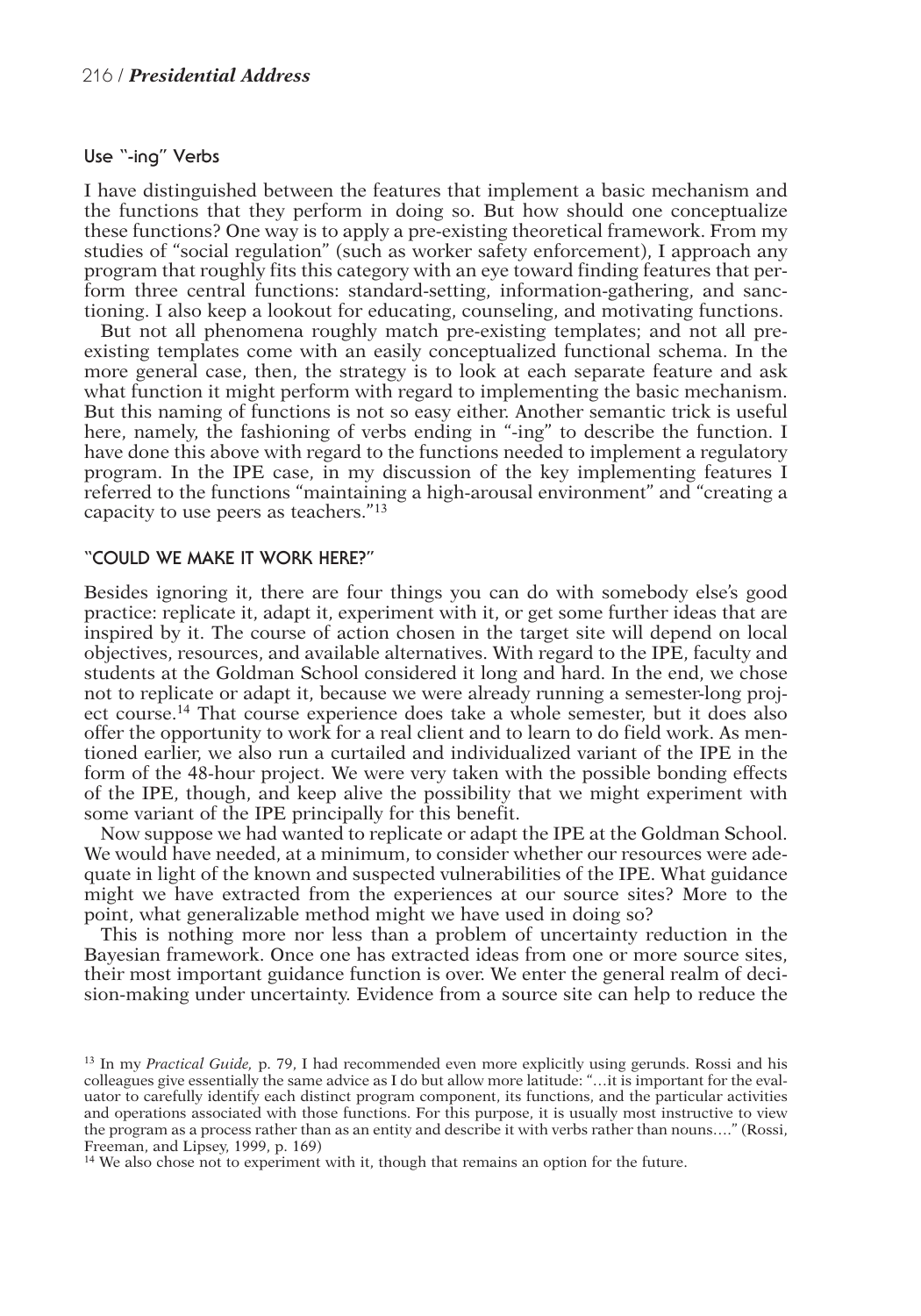### Use "-ing" Verbs

I have distinguished between the features that implement a basic mechanism and the functions that they perform in doing so. But how should one conceptualize these functions? One way is to apply a pre-existing theoretical framework. From my studies of "social regulation" (such as worker safety enforcement), I approach any program that roughly fits this category with an eye toward finding features that perform three central functions: standard-setting, information-gathering, and sanctioning. I also keep a lookout for educating, counseling, and motivating functions.

But not all phenomena roughly match pre-existing templates; and not all pre-existing templates come with an easily conceptualized functional schema. In the more general case, then, the strategy is to look at each separate feature and ask what function it might perform with regard to implementing the basic mechanism. But this naming of functions is not so easy either. Another semantic trick is useful here, namely, the fashioning of verbs ending in "-ing" to describe the function. I have done this above with regard to the functions needed to implement a regulatory program. In the IPE case, in my discussion of the key implementing features I referred to the functions "maintaining a high-arousal environment" and "creating a capacity to use peers as teachers."[13]

## "COULD WE MAKE IT WORK HERE?"

Besides ignoring it, there are four things you can do with somebody else's good practice: replicate it, adapt it, experiment with it, or get some further ideas that are inspired by it. The course of action chosen in the target site will depend on local objectives, resources, and available alternatives. With regard to the IPE, faculty and students at the Goldman School considered it long and hard. In the end, we chose not to replicate or adapt it, because we were already running a semester-long project course.[14] That course experience does take a whole semester, but it does also offer the opportunity to work for a real client and to learn to do field work. As mentioned earlier, we also run a curtailed and individualized variant of the IPE in the form of the 48-hour project. We were very taken with the possible bonding effects of the IPE, though, and keep alive the possibility that we might experiment with some variant of the IPE principally for this benefit.

Now suppose we had wanted to replicate or adapt the IPE at the Goldman School. We would have needed, at a minimum, to consider whether our resources were adequate in light of the known and suspected vulnerabilities of the IPE. What guidance might we have extracted from the experiences at our source sites? More to the point, what generalizable method might we have used in doing so?

This is nothing more nor less than a problem of uncertainty reduction in the Bayesian framework. Once one has extracted ideas from one or more source sites, their most important guidance function is over. We enter the general realm of decision-making under uncertainty. Evidence from a source site can help to reduce the

[13] In my *Practical Guide,* p. 79, I had recommended even more explicitly using gerunds. Rossi and his colleagues give essentially the same advice as I do but allow more latitude: "…it is important for the evaluator to carefully identify each distinct program component, its functions, and the particular activities and operations associated with those functions. For this purpose, it is usually most instructive to view the program as a process rather than as an entity and describe it with verbs rather than nouns…." (Rossi, Freeman, and Lipsey, 1999, p. 169)

[14] We also chose not to experiment with it, though that remains an option for the future.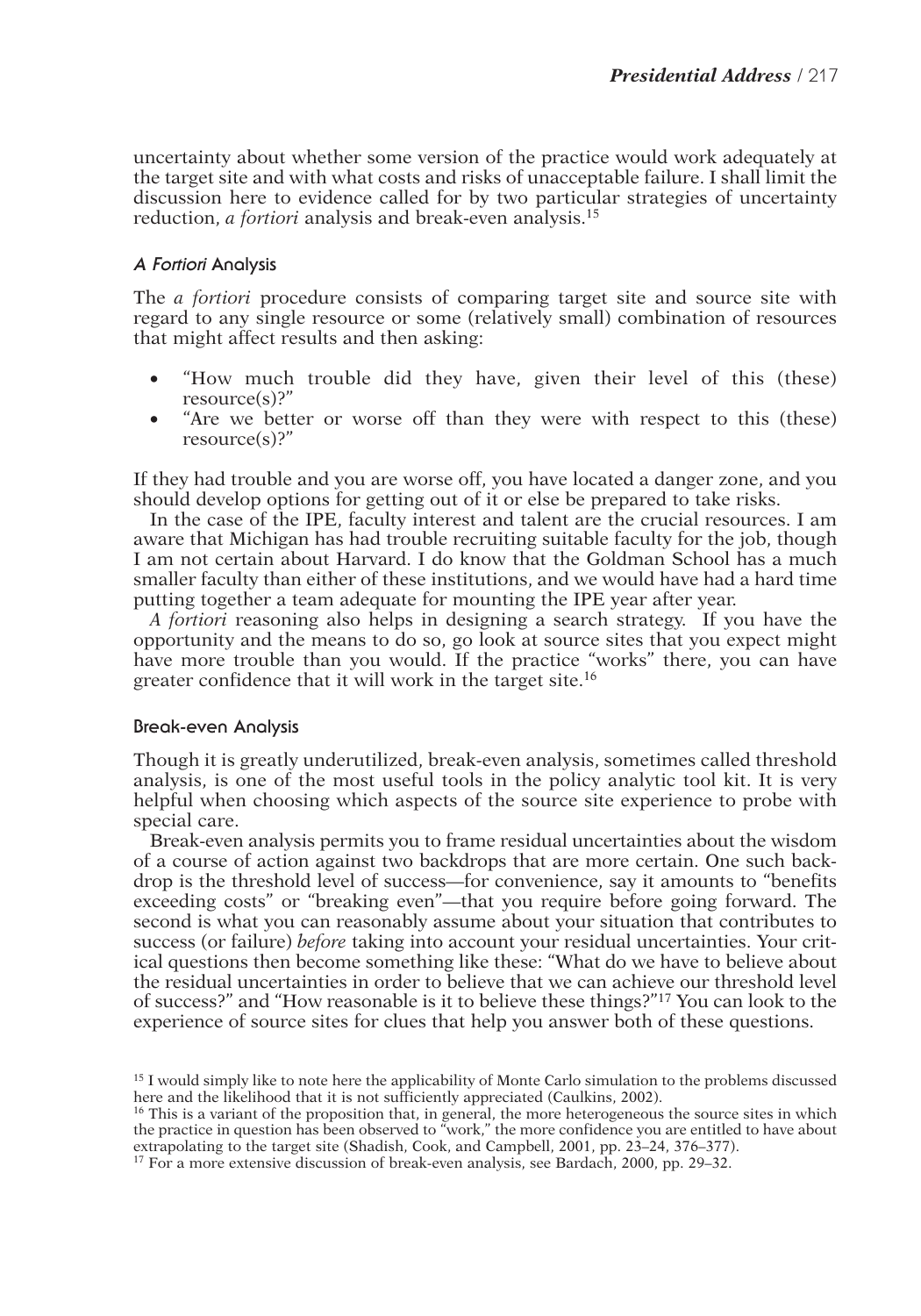uncertainty about whether some version of the practice would work adequately at the target site and with what costs and risks of unacceptable failure. I shall limit the discussion here to evidence called for by two particular strategies of uncertainty reduction, *a fortiori* analysis and break-even analysis.[15]

### *A Fortiori* Analysis

The *a fortiori* procedure consists of comparing target site and source site with regard to any single resource or some (relatively small) combination of resources that might affect results and then asking:

- "How much trouble did they have, given their level of this (these) resource(s)?"
- "Are we better or worse off than they were with respect to this (these) resource(s)?"

If they had trouble and you are worse off, you have located a danger zone, and you should develop options for getting out of it or else be prepared to take risks.

In the case of the IPE, faculty interest and talent are the crucial resources. I am aware that Michigan has had trouble recruiting suitable faculty for the job, though I am not certain about Harvard. I do know that the Goldman School has a much smaller faculty than either of these institutions, and we would have had a hard time putting together a team adequate for mounting the IPE year after year.

*A fortiori* reasoning also helps in designing a search strategy. If you have the opportunity and the means to do so, go look at source sites that you expect might have more trouble than you would. If the practice "works" there, you can have greater confidence that it will work in the target site.[16]

### Break-even Analysis

Though it is greatly underutilized, break-even analysis, sometimes called threshold analysis, is one of the most useful tools in the policy analytic tool kit. It is very helpful when choosing which aspects of the source site experience to probe with special care.

Break-even analysis permits you to frame residual uncertainties about the wisdom of a course of action against two backdrops that are more certain. One such backdrop is the threshold level of success—for convenience, say it amounts to "benefits exceeding costs" or "breaking even"—that you require before going forward. The second is what you can reasonably assume about your situation that contributes to success (or failure) *before* taking into account your residual uncertainties. Your critical questions then become something like these: "What do we have to believe about the residual uncertainties in order to believe that we can achieve our threshold level of success?" and "How reasonable is it to believe these things?"[17] You can look to the experience of source sites for clues that help you answer both of these questions.

---

[15] I would simply like to note here the applicability of Monte Carlo simulation to the problems discussed here and the likelihood that it is not sufficiently appreciated (Caulkins, 2002).

[16] This is a variant of the proposition that, in general, the more heterogeneous the source sites in which the practice in question has been observed to "work," the more confidence you are entitled to have about extrapolating to the target site (Shadish, Cook, and Campbell, 2001, pp. 23–24, 376–377).

[17] For a more extensive discussion of break-even analysis, see Bardach, 2000, pp. 29–32.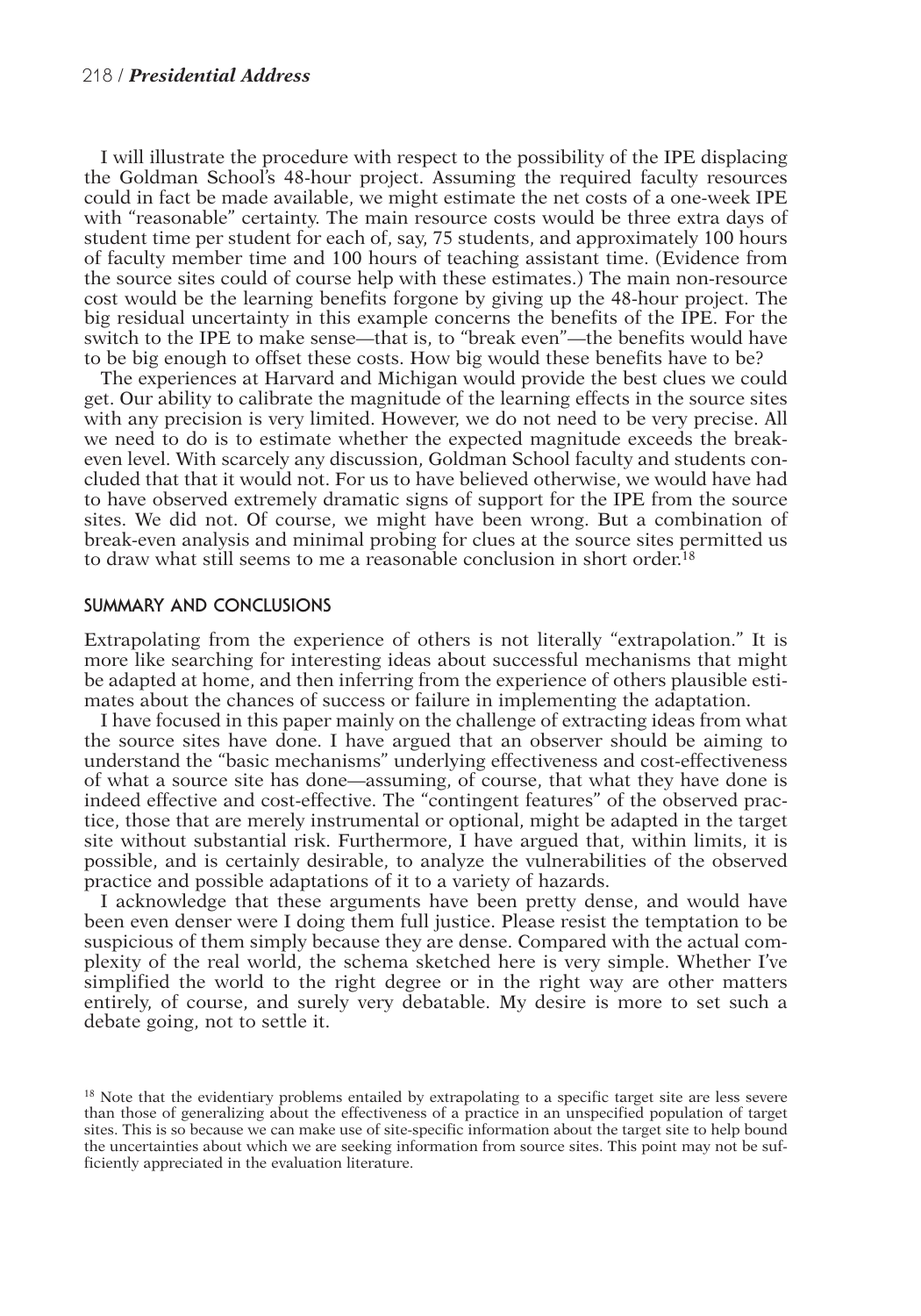I will illustrate the procedure with respect to the possibility of the IPE displacing the Goldman School's 48-hour project. Assuming the required faculty resources could in fact be made available, we might estimate the net costs of a one-week IPE with "reasonable" certainty. The main resource costs would be three extra days of student time per student for each of, say, 75 students, and approximately 100 hours of faculty member time and 100 hours of teaching assistant time. (Evidence from the source sites could of course help with these estimates.) The main non-resource cost would be the learning benefits forgone by giving up the 48-hour project. The big residual uncertainty in this example concerns the benefits of the IPE. For the switch to the IPE to make sense—that is, to "break even"—the benefits would have to be big enough to offset these costs. How big would these benefits have to be?

The experiences at Harvard and Michigan would provide the best clues we could get. Our ability to calibrate the magnitude of the learning effects in the source sites with any precision is very limited. However, we do not need to be very precise. All we need to do is to estimate whether the expected magnitude exceeds the break-even level. With scarcely any discussion, Goldman School faculty and students concluded that that it would not. For us to have believed otherwise, we would have had to have observed extremely dramatic signs of support for the IPE from the source sites. We did not. Of course, we might have been wrong. But a combination of break-even analysis and minimal probing for clues at the source sites permitted us to draw what still seems to me a reasonable conclusion in short order.[18]

## SUMMARY AND CONCLUSIONS

Extrapolating from the experience of others is not literally "extrapolation." It is more like searching for interesting ideas about successful mechanisms that might be adapted at home, and then inferring from the experience of others plausible estimates about the chances of success or failure in implementing the adaptation.

I have focused in this paper mainly on the challenge of extracting ideas from what the source sites have done. I have argued that an observer should be aiming to understand the "basic mechanisms" underlying effectiveness and cost-effectiveness of what a source site has done—assuming, of course, that what they have done is indeed effective and cost-effective. The "contingent features" of the observed practice, those that are merely instrumental or optional, might be adapted in the target site without substantial risk. Furthermore, I have argued that, within limits, it is possible, and is certainly desirable, to analyze the vulnerabilities of the observed practice and possible adaptations of it to a variety of hazards.

I acknowledge that these arguments have been pretty dense, and would have been even denser were I doing them full justice. Please resist the temptation to be suspicious of them simply because they are dense. Compared with the actual complexity of the real world, the schema sketched here is very simple. Whether I've simplified the world to the right degree or in the right way are other matters entirely, of course, and surely very debatable. My desire is more to set such a debate going, not to settle it.

[18] Note that the evidentiary problems entailed by extrapolating to a specific target site are less severe than those of generalizing about the effectiveness of a practice in an unspecified population of target sites. This is so because we can make use of site-specific information about the target site to help bound the uncertainties about which we are seeking information from source sites. This point may not be sufficiently appreciated in the evaluation literature.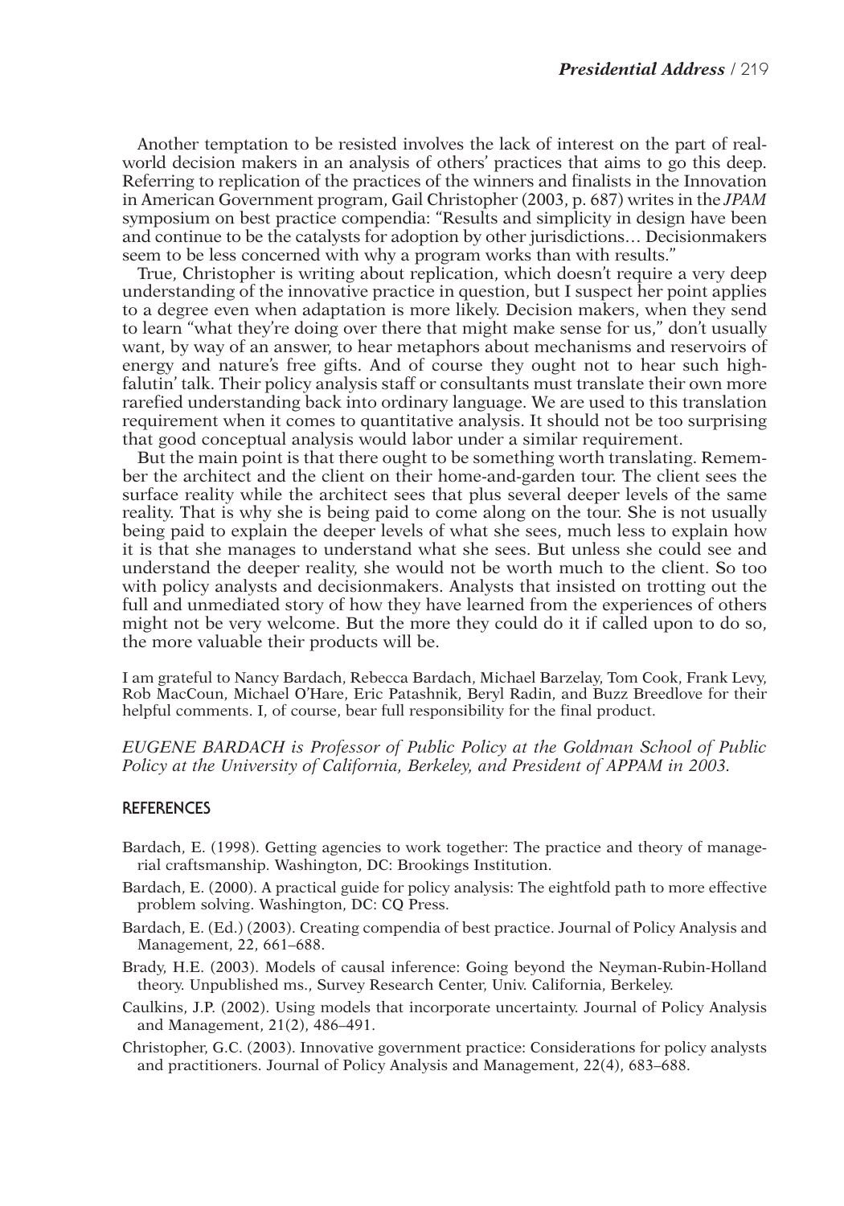Another temptation to be resisted involves the lack of interest on the part of real-world decision makers in an analysis of others' practices that aims to go this deep. Referring to replication of the practices of the winners and finalists in the Innovation in American Government program, Gail Christopher (2003, p. 687) writes in the *JPAM* symposium on best practice compendia: "Results and simplicity in design have been and continue to be the catalysts for adoption by other jurisdictions… Decisionmakers seem to be less concerned with why a program works than with results."

True, Christopher is writing about replication, which doesn't require a very deep understanding of the innovative practice in question, but I suspect her point applies to a degree even when adaptation is more likely. Decision makers, when they send to learn "what they're doing over there that might make sense for us," don't usually want, by way of an answer, to hear metaphors about mechanisms and reservoirs of energy and nature's free gifts. And of course they ought not to hear such high-falutin' talk. Their policy analysis staff or consultants must translate their own more rarefied understanding back into ordinary language. We are used to this translation requirement when it comes to quantitative analysis. It should not be too surprising that good conceptual analysis would labor under a similar requirement.

But the main point is that there ought to be something worth translating. Remember the architect and the client on their home-and-garden tour. The client sees the surface reality while the architect sees that plus several deeper levels of the same reality. That is why she is being paid to come along on the tour. She is not usually being paid to explain the deeper levels of what she sees, much less to explain how it is that she manages to understand what she sees. But unless she could see and understand the deeper reality, she would not be worth much to the client. So too with policy analysts and decisionmakers. Analysts that insisted on trotting out the full and unmediated story of how they have learned from the experiences of others might not be very welcome. But the more they could do it if called upon to do so, the more valuable their products will be.

I am grateful to Nancy Bardach, Rebecca Bardach, Michael Barzelay, Tom Cook, Frank Levy, Rob MacCoun, Michael O'Hare, Eric Patashnik, Beryl Radin, and Buzz Breedlove for their helpful comments. I, of course, bear full responsibility for the final product.

*EUGENE BARDACH is Professor of Public Policy at the Goldman School of Public Policy at the University of California, Berkeley, and President of APPAM in 2003.*

## REFERENCES

Bardach, E. (1998). Getting agencies to work together: The practice and theory of managerial craftsmanship. Washington, DC: Brookings Institution.

Bardach, E. (2000). A practical guide for policy analysis: The eightfold path to more effective problem solving. Washington, DC: CQ Press.

Bardach, E. (Ed.) (2003). Creating compendia of best practice. Journal of Policy Analysis and Management, 22, 661–688.

Brady, H.E. (2003). Models of causal inference: Going beyond the Neyman-Rubin-Holland theory. Unpublished ms., Survey Research Center, Univ. California, Berkeley.

Caulkins, J.P. (2002). Using models that incorporate uncertainty. Journal of Policy Analysis and Management, 21(2), 486–491.

Christopher, G.C. (2003). Innovative government practice: Considerations for policy analysts and practitioners. Journal of Policy Analysis and Management, 22(4), 683–688.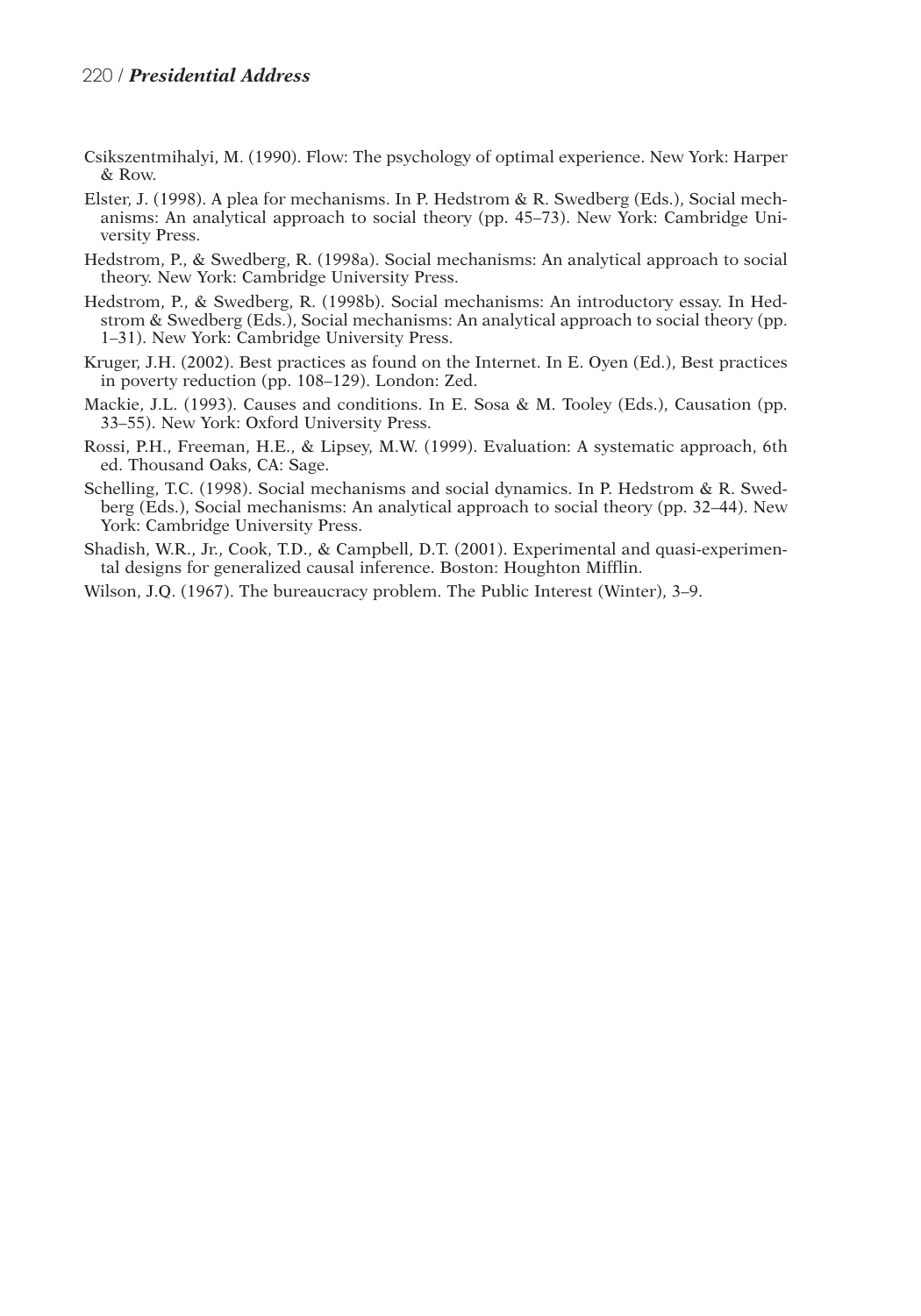Csikszentmihalyi, M. (1990). Flow: The psychology of optimal experience. New York: Harper & Row.

Elster, J. (1998). A plea for mechanisms. In P. Hedstrom & R. Swedberg (Eds.), Social mechanisms: An analytical approach to social theory (pp. 45–73). New York: Cambridge University Press.

Hedstrom, P., & Swedberg, R. (1998a). Social mechanisms: An analytical approach to social theory. New York: Cambridge University Press.

Hedstrom, P., & Swedberg, R. (1998b). Social mechanisms: An introductory essay. In Hedstrom & Swedberg (Eds.), Social mechanisms: An analytical approach to social theory (pp. 1–31). New York: Cambridge University Press.

Kruger, J.H. (2002). Best practices as found on the Internet. In E. Oyen (Ed.), Best practices in poverty reduction (pp. 108–129). London: Zed.

Mackie, J.L. (1993). Causes and conditions. In E. Sosa & M. Tooley (Eds.), Causation (pp. 33–55). New York: Oxford University Press.

Rossi, P.H., Freeman, H.E., & Lipsey, M.W. (1999). Evaluation: A systematic approach, 6th ed. Thousand Oaks, CA: Sage.

Schelling, T.C. (1998). Social mechanisms and social dynamics. In P. Hedstrom & R. Swedberg (Eds.), Social mechanisms: An analytical approach to social theory (pp. 32–44). New York: Cambridge University Press.

Shadish, W.R., Jr., Cook, T.D., & Campbell, D.T. (2001). Experimental and quasi-experimental designs for generalized causal inference. Boston: Houghton Mifflin.

Wilson, J.Q. (1967). The bureaucracy problem. The Public Interest (Winter), 3–9.